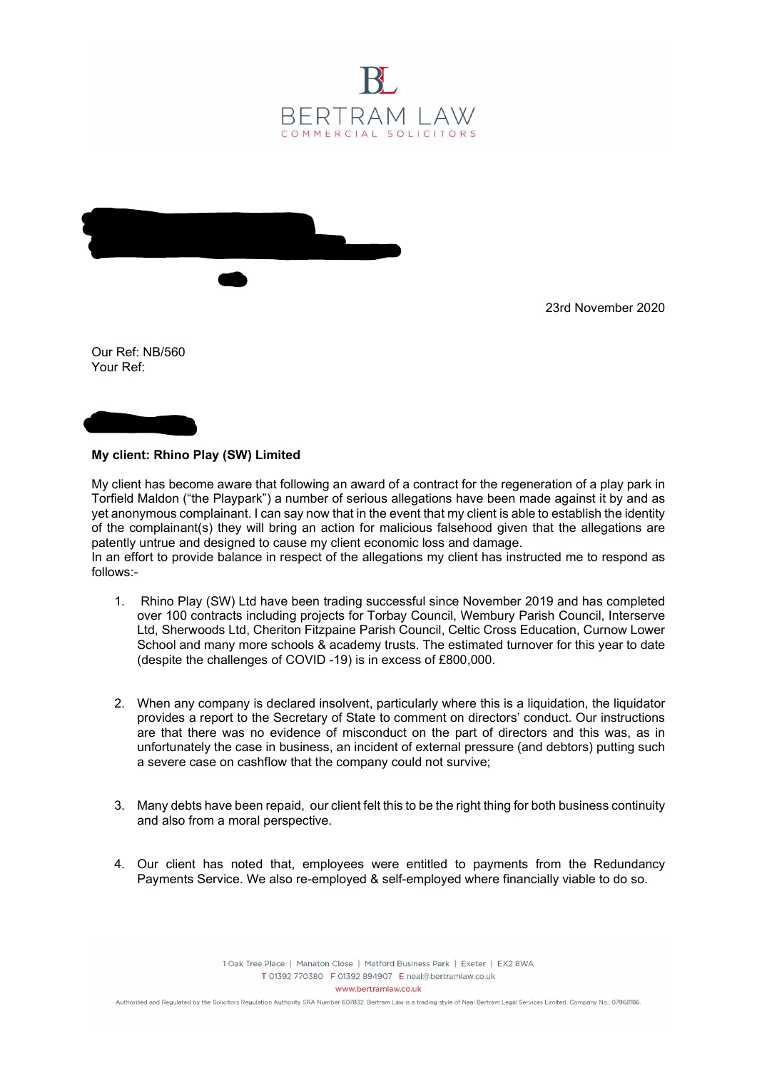BERTRAM LAW

COMMERCIAL SOLICITORS

23rd November 2020

Our Ref: NB/560
Your Ref:

**My client: Rhino Play (SW) Limited**

My client has become aware that following an award of a contract for the regeneration of a play park in Torfield Maldon ("the Playpark") a number of serious allegations have been made against it by and as yet anonymous complainant. I can say now that in the event that my client is able to establish the identity of the complainant(s) they will bring an action for malicious falsehood given that the allegations are patently untrue and designed to cause my client economic loss and damage.
In an effort to provide balance in respect of the allegations my client has instructed me to respond as follows:-

1. Rhino Play (SW) Ltd have been trading successful since November 2019 and has completed over 100 contracts including projects for Torbay Council, Wembury Parish Council, Interserve Ltd, Sherwoods Ltd, Cheriton Fitzpaine Parish Council, Celtic Cross Education, Curnow Lower School and many more schools & academy trusts. The estimated turnover for this year to date (despite the challenges of COVID -19) is in excess of £800,000.

2. When any company is declared insolvent, particularly where this is a liquidation, the liquidator provides a report to the Secretary of State to comment on directors' conduct. Our instructions are that there was no evidence of misconduct on the part of directors and this was, as in unfortunately the case in business, an incident of external pressure (and debtors) putting such a severe case on cashflow that the company could not survive;

3. Many debts have been repaid, our client felt this to be the right thing for both business continuity and also from a moral perspective.

4. Our client has noted that, employees were entitled to payments from the Redundancy Payments Service. We also re-employed & self-employed where financially viable to do so.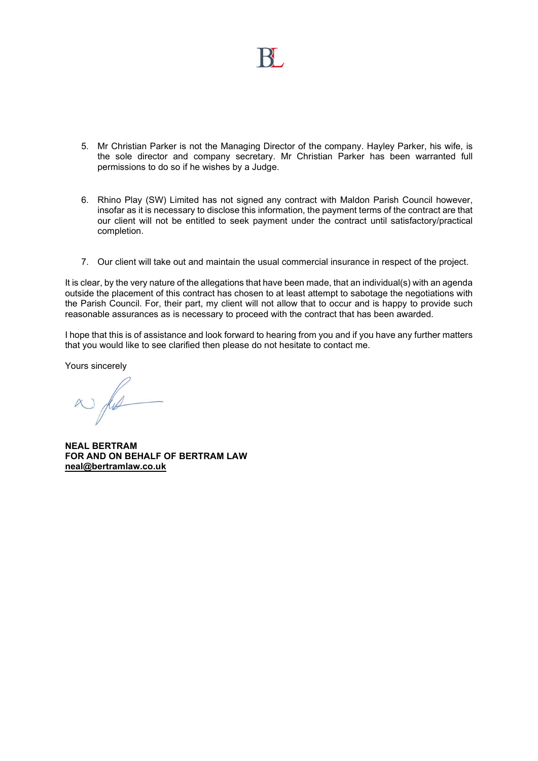5. Mr Christian Parker is not the Managing Director of the company. Hayley Parker, his wife, is the sole director and company secretary. Mr Christian Parker has been warranted full permissions to do so if he wishes by a Judge.

6. Rhino Play (SW) Limited has not signed any contract with Maldon Parish Council however, insofar as it is necessary to disclose this information, the payment terms of the contract are that our client will not be entitled to seek payment under the contract until satisfactory/practical completion.

7. Our client will take out and maintain the usual commercial insurance in respect of the project.

It is clear, by the very nature of the allegations that have been made, that an individual(s) with an agenda outside the placement of this contract has chosen to at least attempt to sabotage the negotiations with the Parish Council. For, their part, my client will not allow that to occur and is happy to provide such reasonable assurances as is necessary to proceed with the contract that has been awarded.

I hope that this is of assistance and look forward to hearing from you and if you have any further matters that you would like to see clarified then please do not hesitate to contact me.

Yours sincerely

**NEAL BERTRAM**
**FOR AND ON BEHALF OF BERTRAM LAW**
**neal@bertramlaw.co.uk**